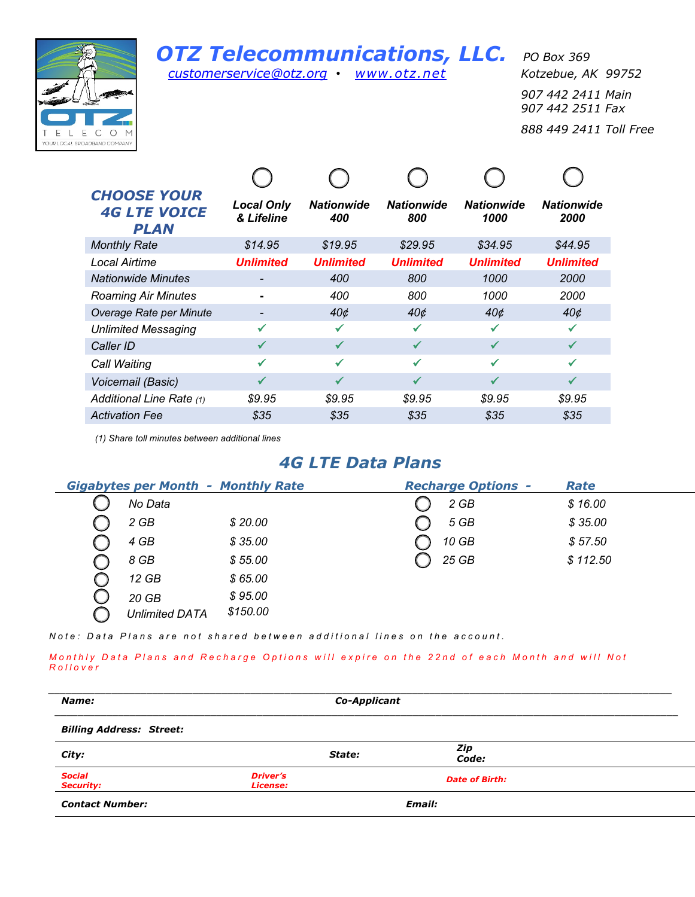# OTZ Telecommunications, LLC.

customerservice@otz.org • www.otz.net

PO Box 369
Kotzebue, AK 99752

907 442 2411 Main
907 442 2511 Fax

888 449 2411 Toll Free

| CHOOSE YOUR 4G LTE VOICE PLAN | Local Only & Lifeline | Nationwide 400 | Nationwide 800 | Nationwide 1000 | Nationwide 2000 |
|---|---|---|---|---|---|
| Monthly Rate | $14.95 | $19.95 | $29.95 | $34.95 | $44.95 |
| Local Airtime | Unlimited | Unlimited | Unlimited | Unlimited | Unlimited |
| Nationwide Minutes | - | 400 | 800 | 1000 | 2000 |
| Roaming Air Minutes | - | 400 | 800 | 1000 | 2000 |
| Overage Rate per Minute | - | 40¢ | 40¢ | 40¢ | 40¢ |
| Unlimited Messaging | ✓ | ✓ | ✓ | ✓ | ✓ |
| Caller ID | ✓ | ✓ | ✓ | ✓ | ✓ |
| Call Waiting | ✓ | ✓ | ✓ | ✓ | ✓ |
| Voicemail (Basic) | ✓ | ✓ | ✓ | ✓ | ✓ |
| Additional Line Rate (1) | $9.95 | $9.95 | $9.95 | $9.95 | $9.95 |
| Activation Fee | $35 | $35 | $35 | $35 | $35 |

(1) Share toll minutes between additional lines

## 4G LTE Data Plans

| Gigabytes per Month | Monthly Rate | Recharge Options | Rate |
|---|---|---|---|
| No Data | | 2 GB | $ 16.00 |
| 2 GB | $ 20.00 | 5 GB | $ 35.00 |
| 4 GB | $ 35.00 | 10 GB | $ 57.50 |
| 8 GB | $ 55.00 | 25 GB | $ 112.50 |
| 12 GB | $ 65.00 | | |
| 20 GB | $ 95.00 | | |
| Unlimited DATA | $150.00 | | |

Note: Data Plans are not shared between additional lines on the account.

Monthly Data Plans and Recharge Options will expire on the 22nd of each Month and will Not Rollover

**Name:** **Co-Applicant**

**Billing Address: Street:**

**City:** **State:** **Zip Code:**

**Social Security:** **Driver's License:** **Date of Birth:**

**Contact Number:** **Email:**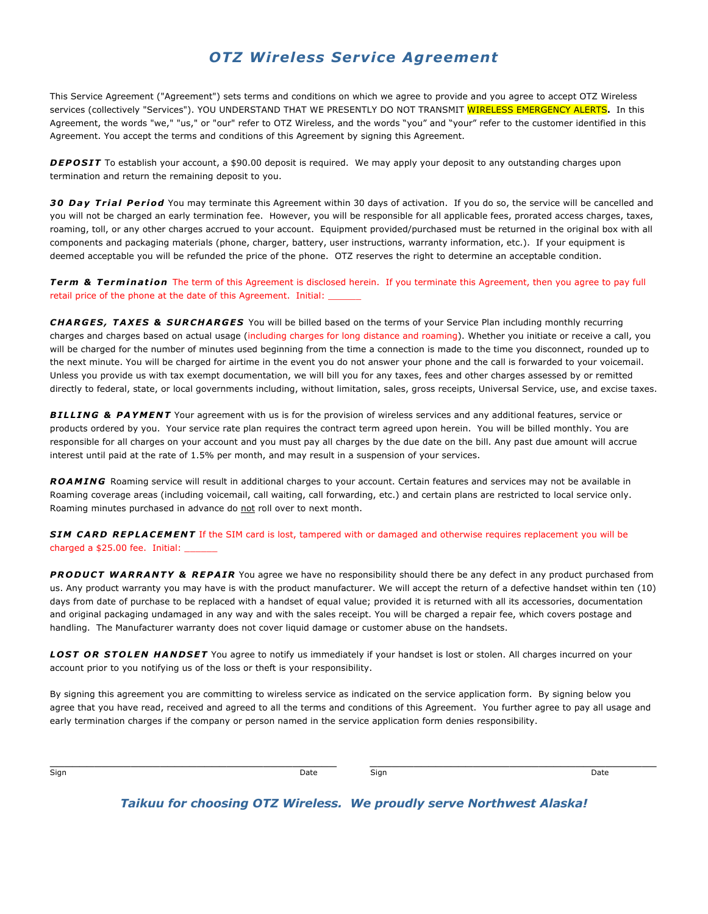# *OTZ Wireless Service Agreement*

This Service Agreement ("Agreement") sets terms and conditions on which we agree to provide and you agree to accept OTZ Wireless services (collectively "Services"). YOU UNDERSTAND THAT WE PRESENTLY DO NOT TRANSMIT WIRELESS EMERGENCY ALERTS**.** In this Agreement, the words "we," "us," or "our" refer to OTZ Wireless, and the words "you" and "your" refer to the customer identified in this Agreement. You accept the terms and conditions of this Agreement by signing this Agreement.

***DEPOSIT*** To establish your account, a $90.00 deposit is required. We may apply your deposit to any outstanding charges upon termination and return the remaining deposit to you.

***30 Day Trial Period*** You may terminate this Agreement within 30 days of activation. If you do so, the service will be cancelled and you will not be charged an early termination fee. However, you will be responsible for all applicable fees, prorated access charges, taxes, roaming, toll, or any other charges accrued to your account. Equipment provided/purchased must be returned in the original box with all components and packaging materials (phone, charger, battery, user instructions, warranty information, etc.). If your equipment is deemed acceptable you will be refunded the price of the phone. OTZ reserves the right to determine an acceptable condition.

***Term & Termination*** The term of this Agreement is disclosed herein. If you terminate this Agreement, then you agree to pay full retail price of the phone at the date of this Agreement. Initial: ______

***CHARGES, TAXES & SURCHARGES*** You will be billed based on the terms of your Service Plan including monthly recurring charges and charges based on actual usage (including charges for long distance and roaming). Whether you initiate or receive a call, you will be charged for the number of minutes used beginning from the time a connection is made to the time you disconnect, rounded up to the next minute. You will be charged for airtime in the event you do not answer your phone and the call is forwarded to your voicemail. Unless you provide us with tax exempt documentation, we will bill you for any taxes, fees and other charges assessed by or remitted directly to federal, state, or local governments including, without limitation, sales, gross receipts, Universal Service, use, and excise taxes.

***BILLING & PAYMENT*** Your agreement with us is for the provision of wireless services and any additional features, service or products ordered by you. Your service rate plan requires the contract term agreed upon herein. You will be billed monthly. You are responsible for all charges on your account and you must pay all charges by the due date on the bill. Any past due amount will accrue interest until paid at the rate of 1.5% per month, and may result in a suspension of your services.

***ROAMING*** Roaming service will result in additional charges to your account. Certain features and services may not be available in Roaming coverage areas (including voicemail, call waiting, call forwarding, etc.) and certain plans are restricted to local service only. Roaming minutes purchased in advance do not roll over to next month.

***SIM CARD REPLACEMENT*** If the SIM card is lost, tampered with or damaged and otherwise requires replacement you will be charged a $25.00 fee. Initial: ______

***PRODUCT WARRANTY & REPAIR*** You agree we have no responsibility should there be any defect in any product purchased from us. Any product warranty you may have is with the product manufacturer. We will accept the return of a defective handset within ten (10) days from date of purchase to be replaced with a handset of equal value; provided it is returned with all its accessories, documentation and original packaging undamaged in any way and with the sales receipt. You will be charged a repair fee, which covers postage and handling. The Manufacturer warranty does not cover liquid damage or customer abuse on the handsets.

***LOST OR STOLEN HANDSET*** You agree to notify us immediately if your handset is lost or stolen. All charges incurred on your account prior to you notifying us of the loss or theft is your responsibility.

By signing this agreement you are committing to wireless service as indicated on the service application form. By signing below you agree that you have read, received and agreed to all the terms and conditions of this Agreement. You further agree to pay all usage and early termination charges if the company or person named in the service application form denies responsibility.

_____________________________________________ Sign Date

_____________________________________________ Sign Date

***Taikuu for choosing OTZ Wireless. We proudly serve Northwest Alaska!***